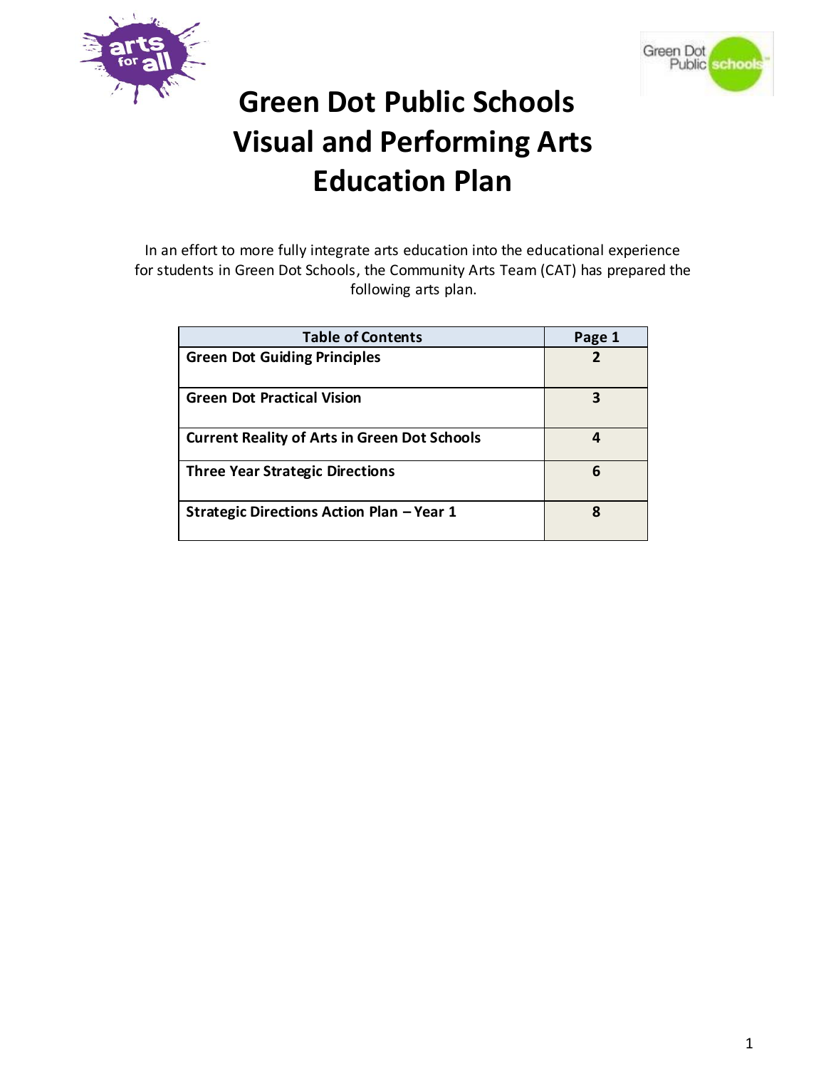# Green Dot Public Schools Visual and Performing Arts Education Plan

In an effort to more fully integrate arts education into the educational experience for students in Green Dot Schools, the Community Arts Team (CAT) has prepared the following arts plan.

| Table of Contents | Page 1 |
|---|---|
| **Green Dot Guiding Principles** | **2** |
| **Green Dot Practical Vision** | **3** |
| **Current Reality of Arts in Green Dot Schools** | **4** |
| **Three Year Strategic Directions** | **6** |
| **Strategic Directions Action Plan – Year 1** | **8** |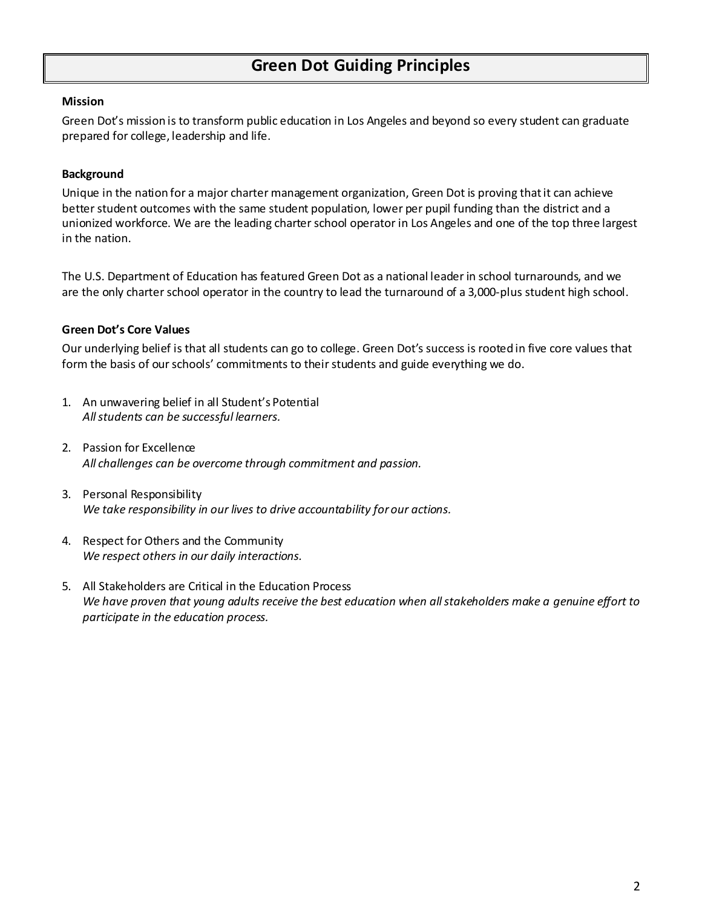# Green Dot Guiding Principles

**Mission**

Green Dot's mission is to transform public education in Los Angeles and beyond so every student can graduate prepared for college, leadership and life.

**Background**

Unique in the nation for a major charter management organization, Green Dot is proving that it can achieve better student outcomes with the same student population, lower per pupil funding than the district and a unionized workforce. We are the leading charter school operator in Los Angeles and one of the top three largest in the nation.

The U.S. Department of Education has featured Green Dot as a national leader in school turnarounds, and we are the only charter school operator in the country to lead the turnaround of a 3,000-plus student high school.

**Green Dot's Core Values**

Our underlying belief is that all students can go to college. Green Dot's success is rooted in five core values that form the basis of our schools' commitments to their students and guide everything we do.

1. An unwavering belief in all Student's Potential
   *All students can be successful learners.*

2. Passion for Excellence
   *All challenges can be overcome through commitment and passion.*

3. Personal Responsibility
   *We take responsibility in our lives to drive accountability for our actions.*

4. Respect for Others and the Community
   *We respect others in our daily interactions.*

5. All Stakeholders are Critical in the Education Process
   *We have proven that young adults receive the best education when all stakeholders make a genuine effort to participate in the education process.*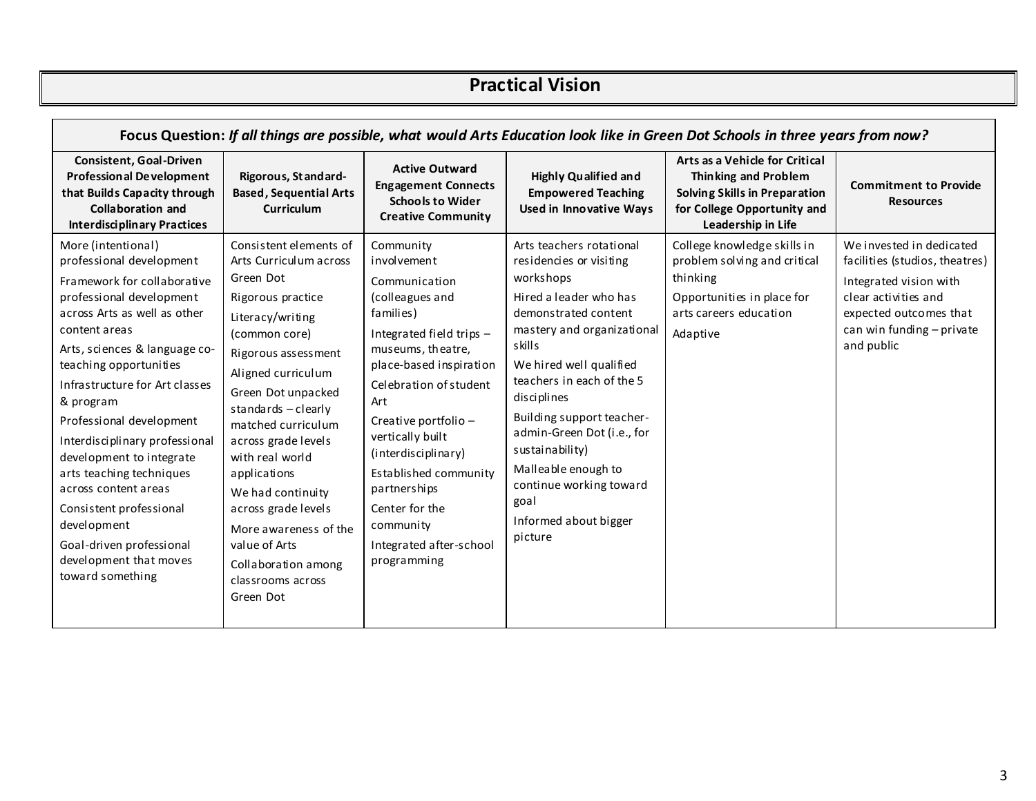# Practical Vision

**Focus Question:** ***If all things are possible, what would Arts Education look like in Green Dot Schools in three years from now?***

| Consistent, Goal-Driven Professional Development that Builds Capacity through Collaboration and Interdisciplinary Practices | Rigorous, Standard-Based, Sequential Arts Curriculum | Active Outward Engagement Connects Schools to Wider Creative Community | Highly Qualified and Empowered Teaching Used in Innovative Ways | Arts as a Vehicle for Critical Thinking and Problem Solving Skills in Preparation for College Opportunity and Leadership in Life | Commitment to Provide Resources |
|---|---|---|---|---|---|
| More (intentional) professional development<br>Framework for collaborative professional development across Arts as well as other content areas<br>Arts, sciences & language co-teaching opportunities<br>Infrastructure for Art classes & program<br>Professional development<br>Interdisciplinary professional development to integrate arts teaching techniques across content areas<br>Consistent professional development<br>Goal-driven professional development that moves toward something | Consistent elements of Arts Curriculum across Green Dot<br>Rigorous practice<br>Literacy/writing (common core)<br>Rigorous assessment<br>Aligned curriculum<br>Green Dot unpacked standards – clearly matched curriculum across grade levels with real world applications<br>We had continuity across grade levels<br>More awareness of the value of Arts<br>Collaboration among classrooms across Green Dot | Community involvement<br>Communication (colleagues and families)<br>Integrated field trips – museums, theatre, place-based inspiration<br>Celebration of student Art<br>Creative portfolio – vertically built (interdisciplinary)<br>Established community partnerships<br>Center for the community<br>Integrated after-school programming | Arts teachers rotational residencies or visiting workshops<br>Hired a leader who has demonstrated content mastery and organizational skills<br>We hired well qualified teachers in each of the 5 disciplines<br>Building support teacher-admin-Green Dot (i.e., for sustainability)<br>Malleable enough to continue working toward goal<br>Informed about bigger picture | College knowledge skills in problem solving and critical thinking<br>Opportunities in place for arts careers education<br>Adaptive | We invested in dedicated facilities (studios, theatres)<br>Integrated vision with clear activities and expected outcomes that can win funding – private and public |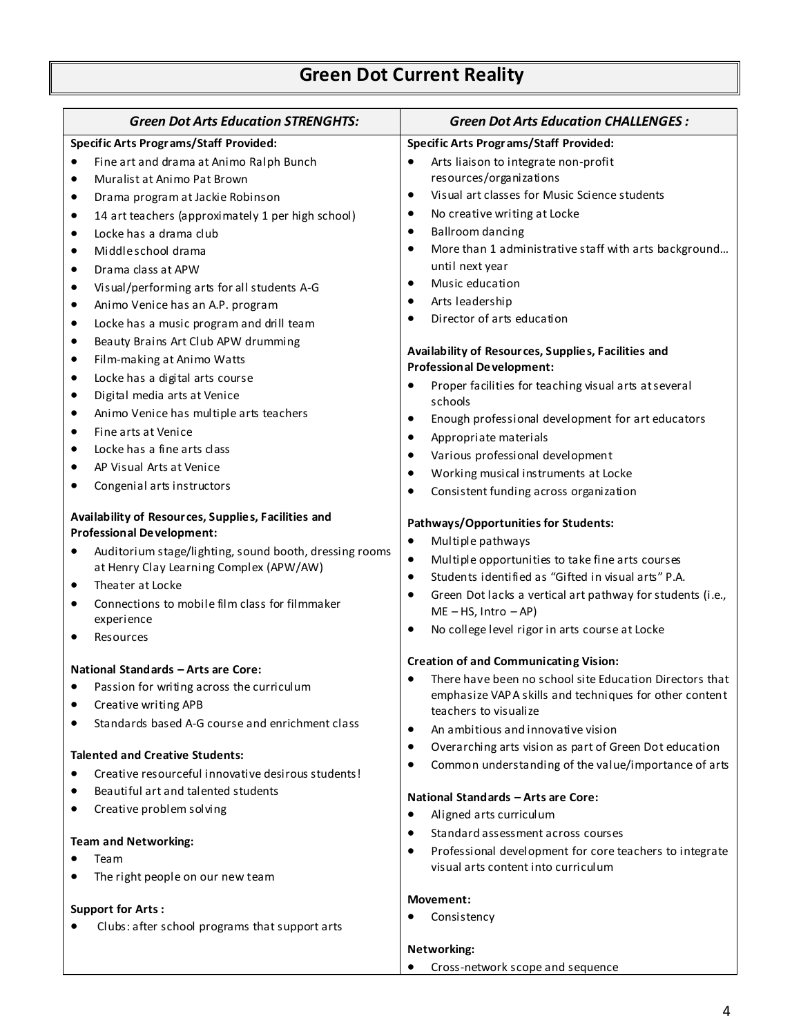# Green Dot Current Reality

| *Green Dot Arts Education STRENGHTS:* | *Green Dot Arts Education CHALLENGES :* |
| --- | --- |
| **Specific Arts Programs/Staff Provided:**<br>• Fine art and drama at Animo Ralph Bunch<br>• Muralist at Animo Pat Brown<br>• Drama program at Jackie Robinson<br>• 14 art teachers (approximately 1 per high school)<br>• Locke has a drama club<br>• Middle school drama<br>• Drama class at APW<br>• Visual/performing arts for all students A-G<br>• Animo Venice has an A.P. program<br>• Locke has a music program and drill team<br>• Beauty Brains Art Club APW drumming<br>• Film-making at Animo Watts<br>• Locke has a digital arts course<br>• Digital media arts at Venice<br>• Animo Venice has multiple arts teachers<br>• Fine arts at Venice<br>• Locke has a fine arts class<br>• AP Visual Arts at Venice<br>• Congenial arts instructors<br><br>**Availability of Resources, Supplies, Facilities and Professional Development:**<br>• Auditorium stage/lighting, sound booth, dressing rooms at Henry Clay Learning Complex (APW/AW)<br>• Theater at Locke<br>• Connections to mobile film class for filmmaker experience<br>• Resources<br><br>**National Standards – Arts are Core:**<br>• Passion for writing across the curriculum<br>• Creative writing APB<br>• Standards based A-G course and enrichment class<br><br>**Talented and Creative Students:**<br>• Creative resourceful innovative desirous students!<br>• Beautiful art and talented students<br>• Creative problem solving<br><br>**Team and Networking:**<br>• Team<br>• The right people on our new team<br><br>**Support for Arts :**<br>• Clubs: after school programs that support arts | **Specific Arts Programs/Staff Provided:**<br>• Arts liaison to integrate non-profit resources/organizations<br>• Visual art classes for Music Science students<br>• No creative writing at Locke<br>• Ballroom dancing<br>• More than 1 administrative staff with arts background… until next year<br>• Music education<br>• Arts leadership<br>• Director of arts education<br><br>**Availability of Resources, Supplies, Facilities and Professional Development:**<br>• Proper facilities for teaching visual arts at several schools<br>• Enough professional development for art educators<br>• Appropriate materials<br>• Various professional development<br>• Working musical instruments at Locke<br>• Consistent funding across organization<br><br>**Pathways/Opportunities for Students:**<br>• Multiple pathways<br>• Multiple opportunities to take fine arts courses<br>• Students identified as "Gifted in visual arts" P.A.<br>• Green Dot lacks a vertical art pathway for students (i.e., ME – HS, Intro – AP)<br>• No college level rigor in arts course at Locke<br><br>**Creation of and Communicating Vision:**<br>• There have been no school site Education Directors that emphasize VAPA skills and techniques for other content teachers to visualize<br>• An ambitious and innovative vision<br>• Overarching arts vision as part of Green Dot education<br>• Common understanding of the value/importance of arts<br><br>**National Standards – Arts are Core:**<br>• Aligned arts curriculum<br>• Standard assessment across courses<br>• Professional development for core teachers to integrate visual arts content into curriculum<br><br>**Movement:**<br>• Consistency<br><br>**Networking:**<br>• Cross-network scope and sequence |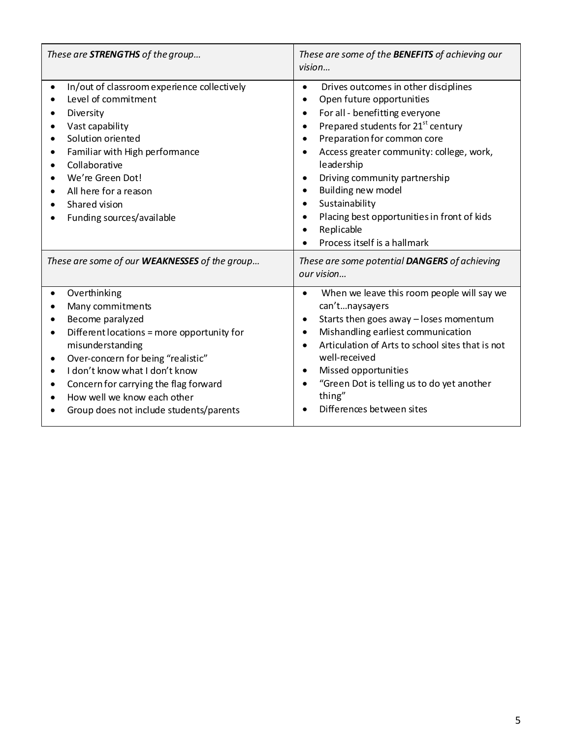| *These are **STRENGTHS** of the group…* | *These are some of the **BENEFITS** of achieving our vision…* |
|---|---|
| • In/out of classroom experience collectively<br>• Level of commitment<br>• Diversity<br>• Vast capability<br>• Solution oriented<br>• Familiar with High performance<br>• Collaborative<br>• We're Green Dot!<br>• All here for a reason<br>• Shared vision<br>• Funding sources/available | • Drives outcomes in other disciplines<br>• Open future opportunities<br>• For all - benefitting everyone<br>• Prepared students for 21st century<br>• Preparation for common core<br>• Access greater community: college, work, leadership<br>• Driving community partnership<br>• Building new model<br>• Sustainability<br>• Placing best opportunities in front of kids<br>• Replicable<br>• Process itself is a hallmark |
| *These are some of our **WEAKNESSES** of the group…* | *These are some potential **DANGERS** of achieving our vision…* |
| • Overthinking<br>• Many commitments<br>• Become paralyzed<br>• Different locations = more opportunity for misunderstanding<br>• Over-concern for being "realistic"<br>• I don't know what I don't know<br>• Concern for carrying the flag forward<br>• How well we know each other<br>• Group does not include students/parents | • When we leave this room people will say we can't…naysayers<br>• Starts then goes away – loses momentum<br>• Mishandling earliest communication<br>• Articulation of Arts to school sites that is not well-received<br>• Missed opportunities<br>• "Green Dot is telling us to do yet another thing"<br>• Differences between sites |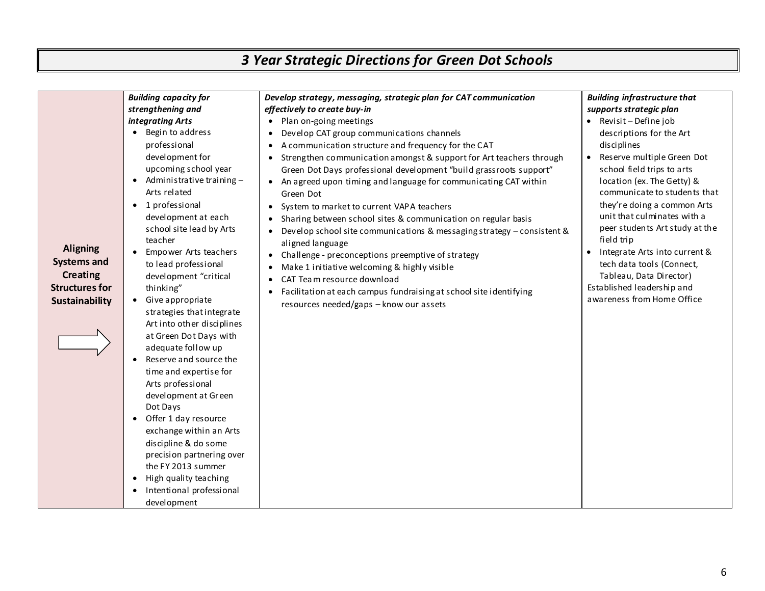# *3 Year Strategic Directions for Green Dot Schools*

| **Aligning Systems and Creating Structures for Sustainability** | ***Building capacity for strengthening and integrating Arts*** | ***Develop strategy, messaging, strategic plan for CAT communication effectively to create buy-in*** | ***Building infrastructure that supports strategic plan*** |
|---|---|---|---|
| | • Begin to address professional development for upcoming school year<br>• Administrative training – Arts related<br>• 1 professional development at each school site lead by Arts teacher<br>• Empower Arts teachers to lead professional development "critical thinking"<br>• Give appropriate strategies that integrate Art into other disciplines at Green Dot Days with adequate follow up<br>• Reserve and source the time and expertise for Arts professional development at Green Dot Days<br>• Offer 1 day resource exchange within an Arts discipline & do some precision partnering over the FY 2013 summer<br>• High quality teaching<br>• Intentional professional development | • Plan on-going meetings<br>• Develop CAT group communications channels<br>• A communication structure and frequency for the CAT<br>• Strengthen communication amongst & support for Art teachers through Green Dot Days professional development "build grassroots support"<br>• An agreed upon timing and language for communicating CAT within Green Dot<br>• System to market to current VAPA teachers<br>• Sharing between school sites & communication on regular basis<br>• Develop school site communications & messaging strategy – consistent & aligned language<br>• Challenge - preconceptions preemptive of strategy<br>• Make 1 initiative welcoming & highly visible<br>• CAT Team resource download<br>• Facilitation at each campus fundraising at school site identifying resources needed/gaps – know our assets | • Revisit – Define job descriptions for the Art disciplines<br>• Reserve multiple Green Dot school field trips to arts location (ex. The Getty) & communicate to students that they're doing a common Arts unit that culminates with a peer students Art study at the field trip<br>• Integrate Arts into current & tech data tools (Connect, Tableau, Data Director)<br>Established leadership and awareness from Home Office |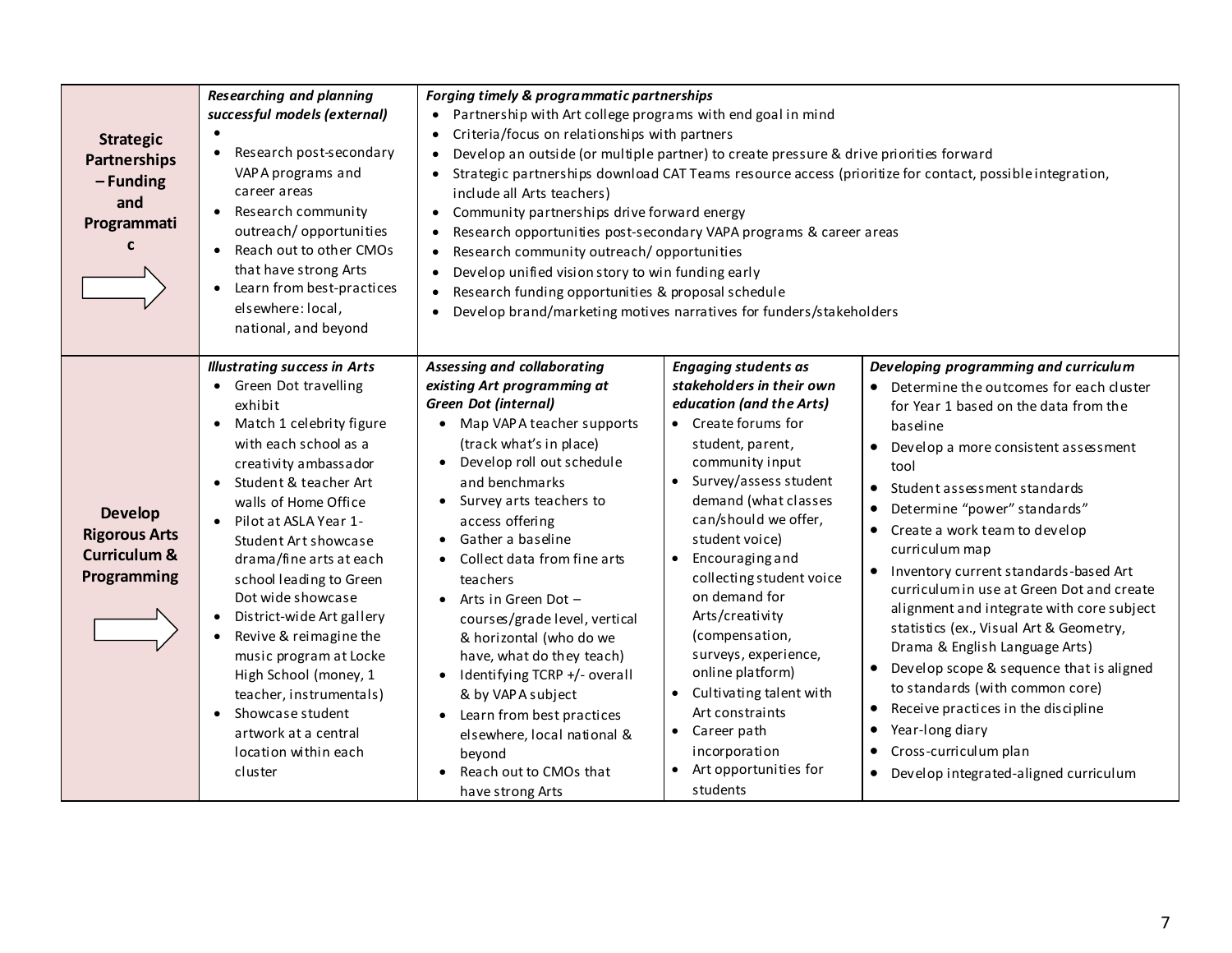| | | | | |
|---|---|---|---|---|
| **Strategic Partnerships – Funding and Programmatic** ⇨ | ***Researching and planning successful models (external)***<br>•<br>• Research post-secondary VAPA programs and career areas<br>• Research community outreach/ opportunities<br>• Reach out to other CMOs that have strong Arts<br>• Learn from best-practices elsewhere: local, national, and beyond | ***Forging timely & programmatic partnerships***<br>• Partnership with Art college programs with end goal in mind<br>• Criteria/focus on relationships with partners<br>• Develop an outside (or multiple partner) to create pressure & drive priorities forward<br>• Strategic partnerships download CAT Teams resource access (prioritize for contact, possible integration, include all Arts teachers)<br>• Community partnerships drive forward energy<br>• Research opportunities post-secondary VAPA programs & career areas<br>• Research community outreach/ opportunities<br>• Develop unified vision story to win funding early<br>• Research funding opportunities & proposal schedule<br>• Develop brand/marketing motives narratives for funders/stakeholders | | |
| **Develop Rigorous Arts Curriculum & Programming** ⇨ | ***Illustrating success in Arts***<br>• Green Dot travelling exhibit<br>• Match 1 celebrity figure with each school as a creativity ambassador<br>• Student & teacher Art walls of Home Office<br>• Pilot at ASLA Year 1- Student Art showcase drama/fine arts at each school leading to Green Dot wide showcase<br>• District-wide Art gallery<br>• Revive & reimagine the music program at Locke High School (money, 1 teacher, instrumentals)<br>• Showcase student artwork at a central location within each cluster | ***Assessing and collaborating existing Art programming at Green Dot (internal)***<br>• Map VAPA teacher supports (track what's in place)<br>• Develop roll out schedule and benchmarks<br>• Survey arts teachers to access offering<br>• Gather a baseline<br>• Collect data from fine arts teachers<br>• Arts in Green Dot – courses/grade level, vertical & horizontal (who do we have, what do they teach)<br>• Identifying TCRP +/- overall & by VAPA subject<br>• Learn from best practices elsewhere, local national & beyond<br>• Reach out to CMOs that have strong Arts | ***Engaging students as stakeholders in their own education (and the Arts)***<br>• Create forums for student, parent, community input<br>• Survey/assess student demand (what classes can/should we offer, student voice)<br>• Encouraging and collecting student voice on demand for Arts/creativity (compensation, surveys, experience, online platform)<br>• Cultivating talent with Art constraints<br>• Career path incorporation<br>• Art opportunities for students | ***Developing programming and curriculum***<br>• Determine the outcomes for each cluster for Year 1 based on the data from the baseline<br>• Develop a more consistent assessment tool<br>• Student assessment standards<br>• Determine "power" standards"<br>• Create a work team to develop curriculum map<br>• Inventory current standards-based Art curriculum in use at Green Dot and create alignment and integrate with core subject statistics (ex., Visual Art & Geometry, Drama & English Language Arts)<br>• Develop scope & sequence that is aligned to standards (with common core)<br>• Receive practices in the discipline<br>• Year-long diary<br>• Cross-curriculum plan<br>• Develop integrated-aligned curriculum |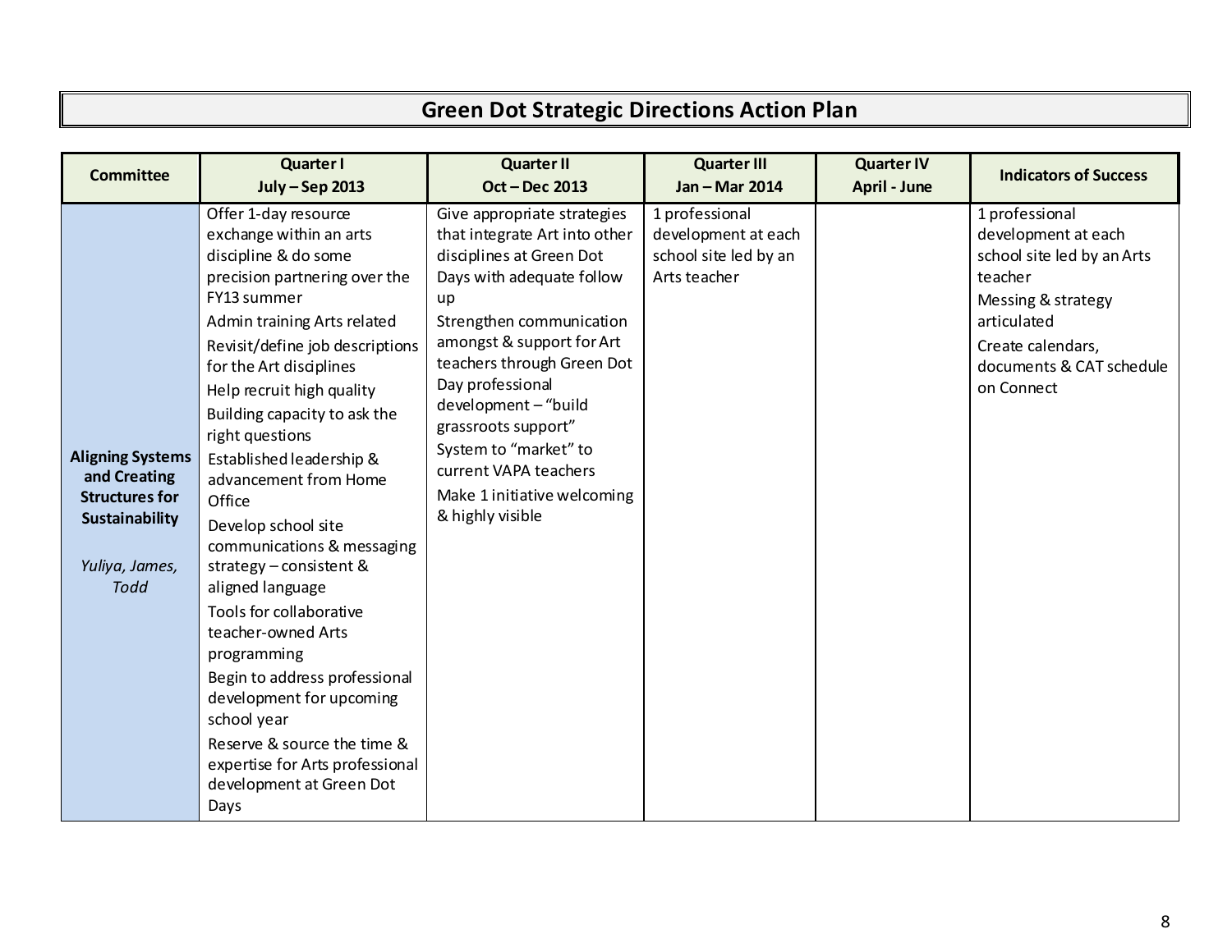# Green Dot Strategic Directions Action Plan

| Committee | Quarter I<br>July – Sep 2013 | Quarter II<br>Oct – Dec 2013 | Quarter III<br>Jan – Mar 2014 | Quarter IV<br>April - June | Indicators of Success |
|---|---|---|---|---|---|
| **Aligning Systems and Creating Structures for Sustainability**<br><br>*Yuliya, James, Todd* | Offer 1-day resource exchange within an arts discipline & do some precision partnering over the FY13 summer<br>Admin training Arts related<br>Revisit/define job descriptions for the Art disciplines<br>Help recruit high quality<br>Building capacity to ask the right questions<br>Established leadership & advancement from Home Office<br>Develop school site communications & messaging strategy – consistent & aligned language<br>Tools for collaborative teacher-owned Arts programming<br>Begin to address professional development for upcoming school year<br>Reserve & source the time & expertise for Arts professional development at Green Dot Days | Give appropriate strategies that integrate Art into other disciplines at Green Dot Days with adequate follow up<br>Strengthen communication amongst & support for Art teachers through Green Dot Day professional development – "build grassroots support"<br>System to "market" to current VAPA teachers<br>Make 1 initiative welcoming & highly visible | 1 professional development at each school site led by an Arts teacher | | 1 professional development at each school site led by an Arts teacher<br>Messing & strategy articulated<br>Create calendars, documents & CAT schedule on Connect |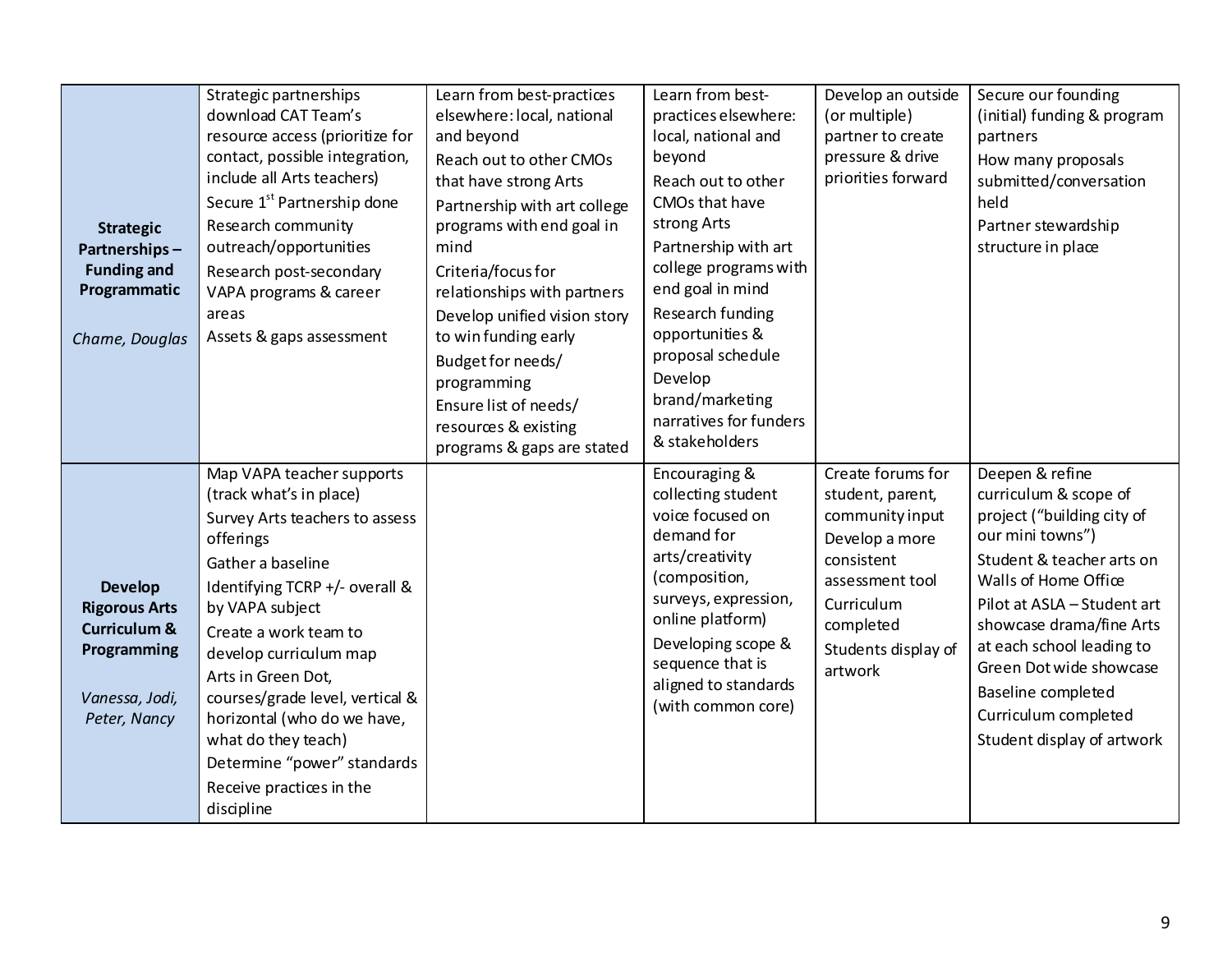| | | | | | |
|---|---|---|---|---|---|
| **Strategic Partnerships – Funding and Programmatic**<br><br>*Charne, Douglas* | Strategic partnerships download CAT Team's resource access (prioritize for contact, possible integration, include all Arts teachers)<br>Secure 1st Partnership done<br>Research community outreach/opportunities<br>Research post-secondary VAPA programs & career areas<br>Assets & gaps assessment | Learn from best-practices elsewhere: local, national and beyond<br>Reach out to other CMOs that have strong Arts<br>Partnership with art college programs with end goal in mind<br>Criteria/focus for relationships with partners<br>Develop unified vision story to win funding early<br>Budget for needs/ programming<br>Ensure list of needs/ resources & existing programs & gaps are stated | Learn from best-practices elsewhere: local, national and beyond<br>Reach out to other CMOs that have strong Arts<br>Partnership with art college programs with end goal in mind<br>Research funding opportunities & proposal schedule<br>Develop brand/marketing narratives for funders & stakeholders | Develop an outside (or multiple) partner to create pressure & drive priorities forward | Secure our founding (initial) funding & program partners<br>How many proposals submitted/conversation held<br>Partner stewardship structure in place |
| **Develop Rigorous Arts Curriculum & Programming**<br><br>*Vanessa, Jodi, Peter, Nancy* | Map VAPA teacher supports (track what's in place)<br>Survey Arts teachers to assess offerings<br>Gather a baseline<br>Identifying TCRP +/- overall & by VAPA subject<br>Create a work team to develop curriculum map<br>Arts in Green Dot, courses/grade level, vertical & horizontal (who do we have, what do they teach)<br>Determine "power" standards<br>Receive practices in the discipline | | Encouraging & collecting student voice focused on demand for arts/creativity (composition, surveys, expression, online platform)<br>Developing scope & sequence that is aligned to standards (with common core) | Create forums for student, parent, community input<br>Develop a more consistent assessment tool<br>Curriculum completed<br>Students display of artwork | Deepen & refine curriculum & scope of project ("building city of our mini towns")<br>Student & teacher arts on Walls of Home Office<br>Pilot at ASLA – Student art showcase drama/fine Arts at each school leading to Green Dot wide showcase<br>Baseline completed<br>Curriculum completed<br>Student display of artwork |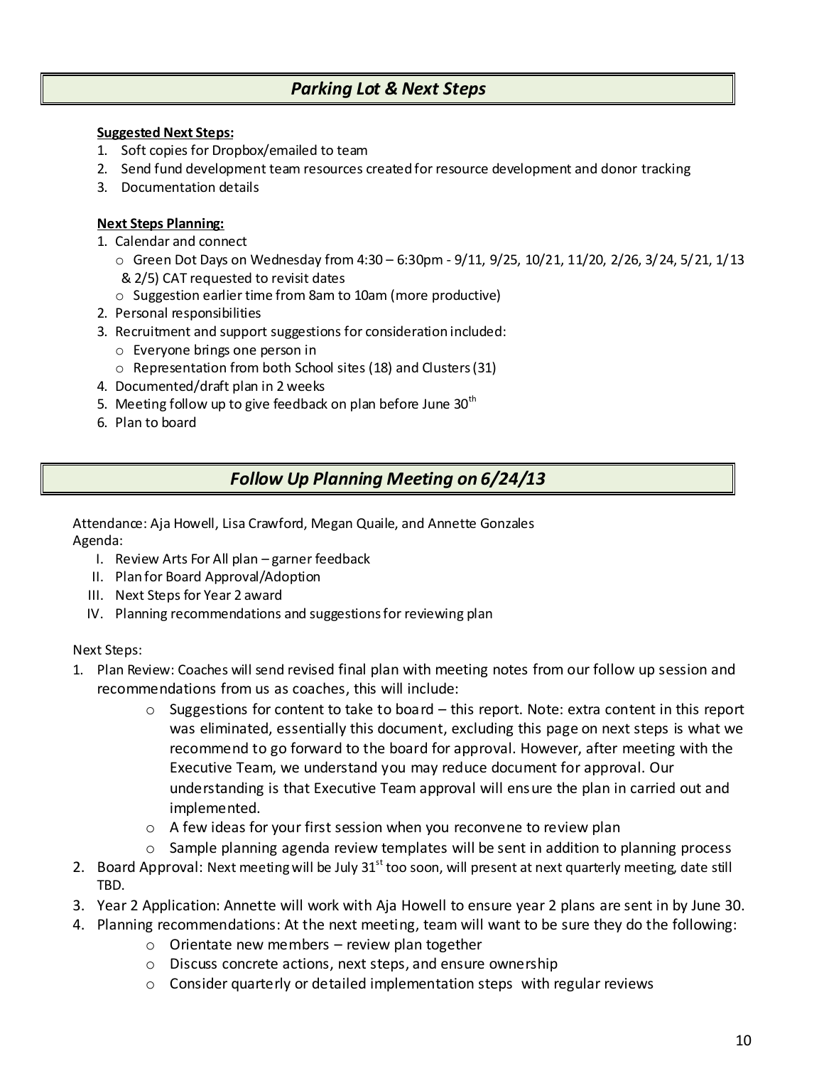## *Parking Lot & Next Steps*

**Suggested Next Steps:**

1. Soft copies for Dropbox/emailed to team
2. Send fund development team resources created for resource development and donor tracking
3. Documentation details

**Next Steps Planning:**

1. Calendar and connect
   - Green Dot Days on Wednesday from 4:30 – 6:30pm - 9/11, 9/25, 10/21, 11/20, 2/26, 3/24, 5/21, 1/13 & 2/5) CAT requested to revisit dates
   - Suggestion earlier time from 8am to 10am (more productive)
2. Personal responsibilities
3. Recruitment and support suggestions for consideration included:
   - Everyone brings one person in
   - Representation from both School sites (18) and Clusters (31)
4. Documented/draft plan in 2 weeks
5. Meeting follow up to give feedback on plan before June 30th
6. Plan to board

## *Follow Up Planning Meeting on 6/24/13*

Attendance: Aja Howell, Lisa Crawford, Megan Quaile, and Annette Gonzales
Agenda:

- I. Review Arts For All plan – garner feedback
- II. Plan for Board Approval/Adoption
- III. Next Steps for Year 2 award
- IV. Planning recommendations and suggestions for reviewing plan

Next Steps:

1. Plan Review: Coaches will send revised final plan with meeting notes from our follow up session and recommendations from us as coaches, this will include:
   - Suggestions for content to take to board – this report. Note: extra content in this report was eliminated, essentially this document, excluding this page on next steps is what we recommend to go forward to the board for approval. However, after meeting with the Executive Team, we understand you may reduce document for approval. Our understanding is that Executive Team approval will ensure the plan in carried out and implemented.
   - A few ideas for your first session when you reconvene to review plan
   - Sample planning agenda review templates will be sent in addition to planning process
2. Board Approval: Next meeting will be July 31st too soon, will present at next quarterly meeting, date still TBD.
3. Year 2 Application: Annette will work with Aja Howell to ensure year 2 plans are sent in by June 30.
4. Planning recommendations: At the next meeting, team will want to be sure they do the following:
   - Orientate new members – review plan together
   - Discuss concrete actions, next steps, and ensure ownership
   - Consider quarterly or detailed implementation steps with regular reviews